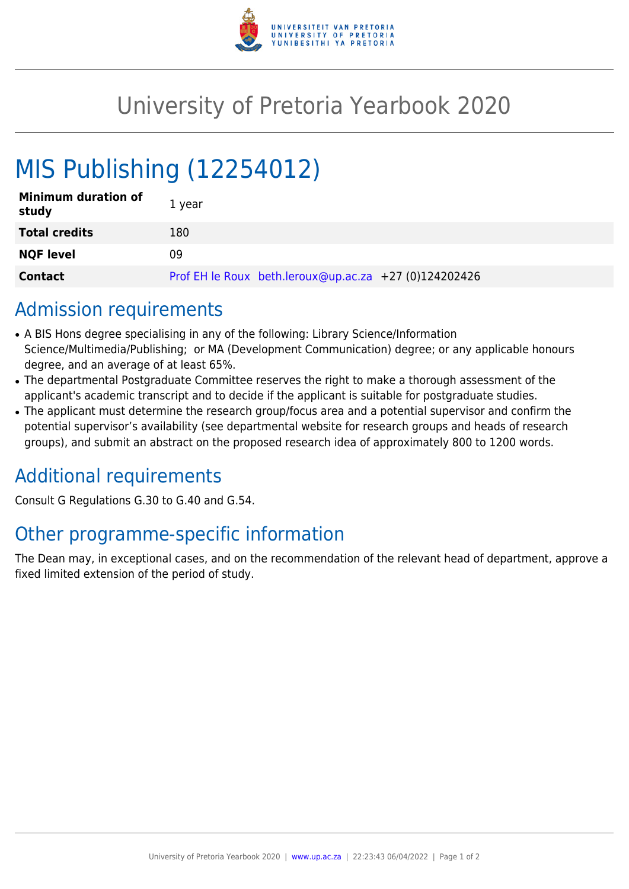# University of Pretoria Yearbook 2020

# MIS Publishing (12254012)

| | |
|---|---|
| **Minimum duration of study** | 1 year |
| **Total credits** | 180 |
| **NQF level** | 09 |
| **Contact** | Prof EH le Roux beth.leroux@up.ac.za +27 (0)124202426 |

## Admission requirements

- A BIS Hons degree specialising in any of the following: Library Science/Information Science/Multimedia/Publishing; or MA (Development Communication) degree; or any applicable honours degree, and an average of at least 65%.
- The departmental Postgraduate Committee reserves the right to make a thorough assessment of the applicant's academic transcript and to decide if the applicant is suitable for postgraduate studies.
- The applicant must determine the research group/focus area and a potential supervisor and confirm the potential supervisor's availability (see departmental website for research groups and heads of research groups), and submit an abstract on the proposed research idea of approximately 800 to 1200 words.

## Additional requirements

Consult G Regulations G.30 to G.40 and G.54.

## Other programme-specific information

The Dean may, in exceptional cases, and on the recommendation of the relevant head of department, approve a fixed limited extension of the period of study.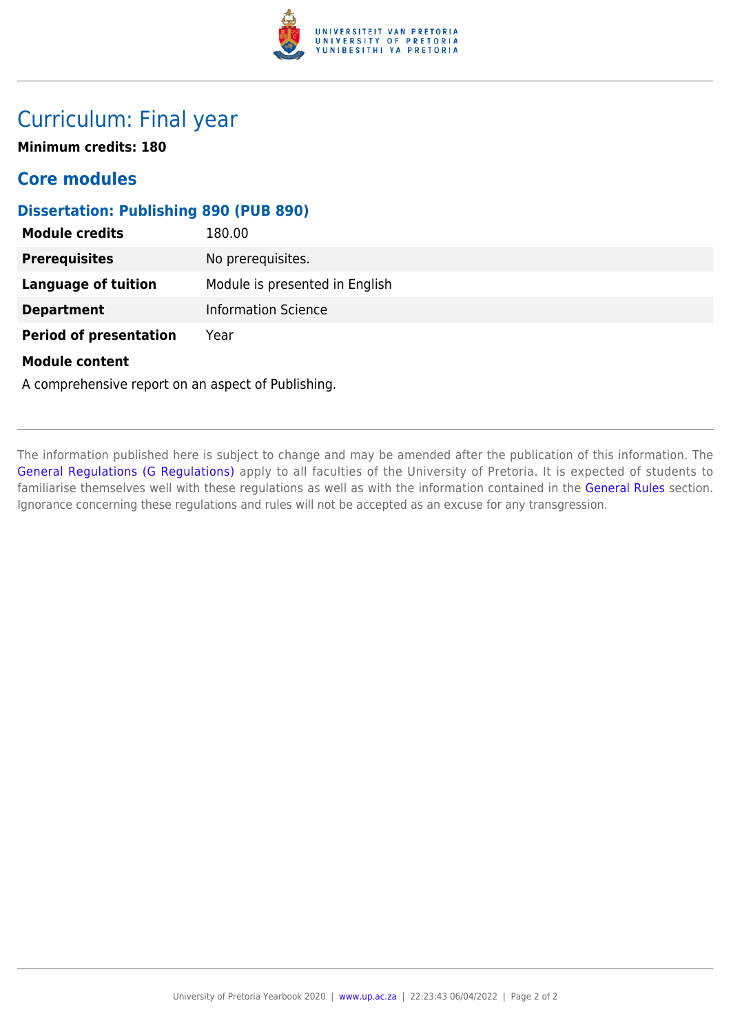# Curriculum: Final year

**Minimum credits: 180**

## Core modules

### Dissertation: Publishing 890 (PUB 890)

| | |
|---|---|
| **Module credits** | 180.00 |
| **Prerequisites** | No prerequisites. |
| **Language of tuition** | Module is presented in English |
| **Department** | Information Science |
| **Period of presentation** | Year |

**Module content**

A comprehensive report on an aspect of Publishing.

The information published here is subject to change and may be amended after the publication of this information. The General Regulations (G Regulations) apply to all faculties of the University of Pretoria. It is expected of students to familiarise themselves well with these regulations as well as with the information contained in the General Rules section. Ignorance concerning these regulations and rules will not be accepted as an excuse for any transgression.